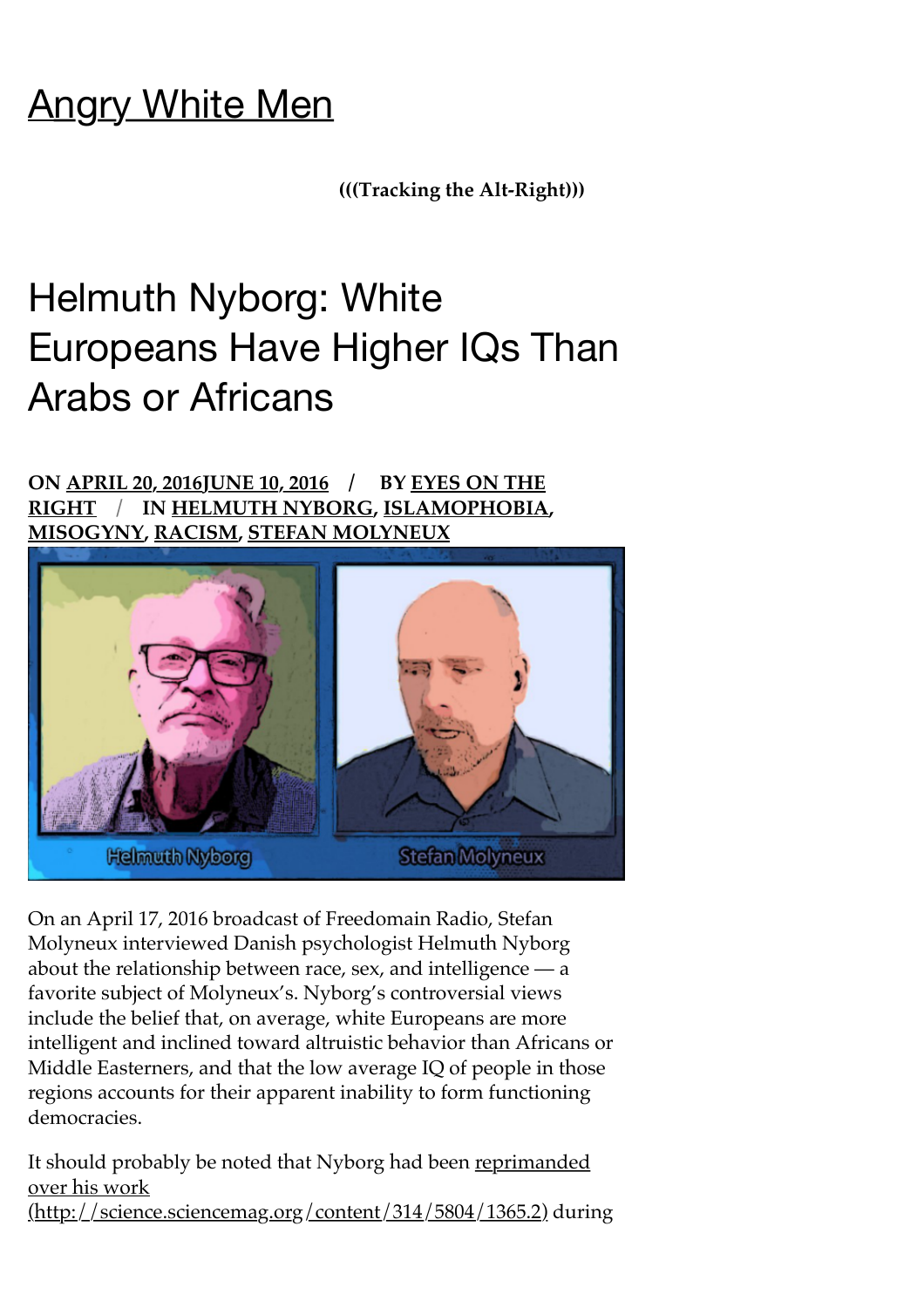# [Angry White Men](#)

**(((Tracking the Alt-Right)))**

## Helmuth Nyborg: White Europeans Have Higher IQs Than Arabs or Africans

**ON APRIL 20, 2016JUNE 10, 2016 / BY EYES ON THE RIGHT / IN HELMUTH NYBORG, ISLAMOPHOBIA, MISOGYNY, RACISM, STEFAN MOLYNEUX**

On an April 17, 2016 broadcast of Freedomain Radio, Stefan Molyneux interviewed Danish psychologist Helmuth Nyborg about the relationship between race, sex, and intelligence — a favorite subject of Molyneux's. Nyborg's controversial views include the belief that, on average, white Europeans are more intelligent and inclined toward altruistic behavior than Africans or Middle Easterners, and that the low average IQ of people in those regions accounts for their apparent inability to form functioning democracies.

It should probably be noted that Nyborg had been reprimanded over his work (http://science.sciencemag.org/content/314/5804/1365.2) during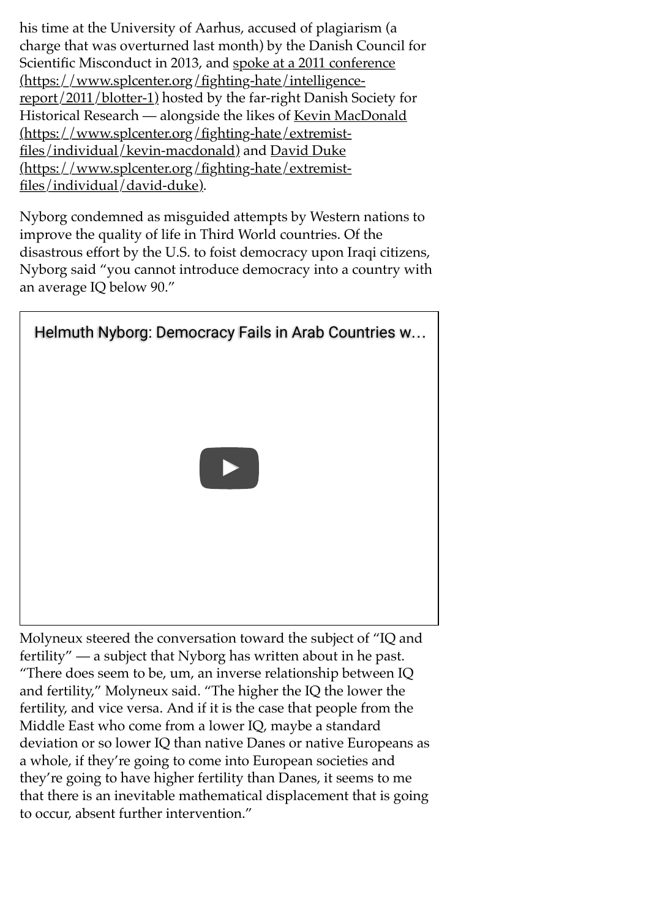his time at the University of Aarhus, accused of plagiarism (a charge that was overturned last month) by the Danish Council for Scientific Misconduct in 2013, and spoke at a 2011 conference (https://www.splcenter.org/fighting-hate/intelligence-report/2011/blotter-1) hosted by the far-right Danish Society for Historical Research — alongside the likes of Kevin MacDonald (https://www.splcenter.org/fighting-hate/extremist-files/individual/kevin-macdonald) and David Duke (https://www.splcenter.org/fighting-hate/extremist-files/individual/david-duke).

Nyborg condemned as misguided attempts by Western nations to improve the quality of life in Third World countries. Of the disastrous effort by the U.S. to foist democracy upon Iraqi citizens, Nyborg said "you cannot introduce democracy into a country with an average IQ below 90."

Helmuth Nyborg: Democracy Fails in Arab Countries w…

Molyneux steered the conversation toward the subject of "IQ and fertility" — a subject that Nyborg has written about in he past. "There does seem to be, um, an inverse relationship between IQ and fertility," Molyneux said. "The higher the IQ the lower the fertility, and vice versa. And if it is the case that people from the Middle East who come from a lower IQ, maybe a standard deviation or so lower IQ than native Danes or native Europeans as a whole, if they're going to come into European societies and they're going to have higher fertility than Danes, it seems to me that there is an inevitable mathematical displacement that is going to occur, absent further intervention."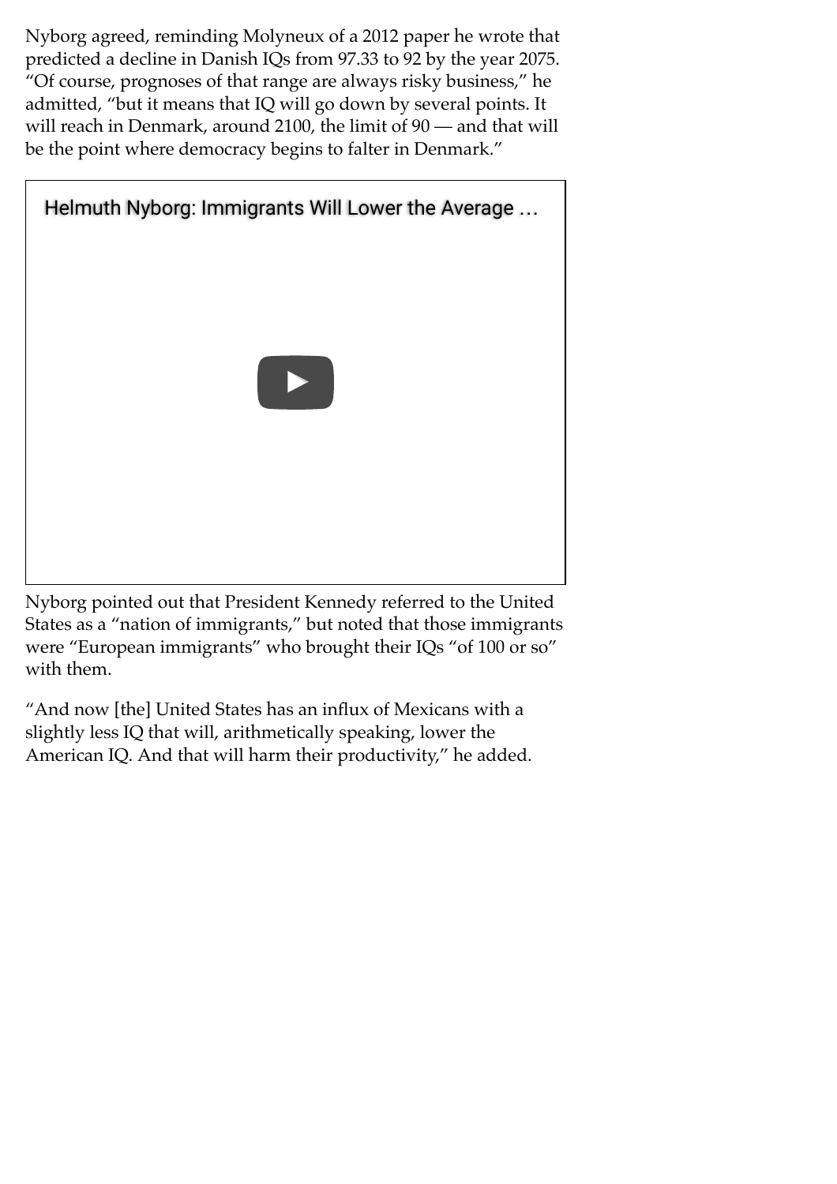Nyborg agreed, reminding Molyneux of a 2012 paper he wrote that predicted a decline in Danish IQs from 97.33 to 92 by the year 2075. "Of course, prognoses of that range are always risky business," he admitted, "but it means that IQ will go down by several points. It will reach in Denmark, around 2100, the limit of 90 — and that will be the point where democracy begins to falter in Denmark."

Helmuth Nyborg: Immigrants Will Lower the Average …

Nyborg pointed out that President Kennedy referred to the United States as a "nation of immigrants," but noted that those immigrants were "European immigrants" who brought their IQs "of 100 or so" with them.

"And now [the] United States has an influx of Mexicans with a slightly less IQ that will, arithmetically speaking, lower the American IQ. And that will harm their productivity," he added.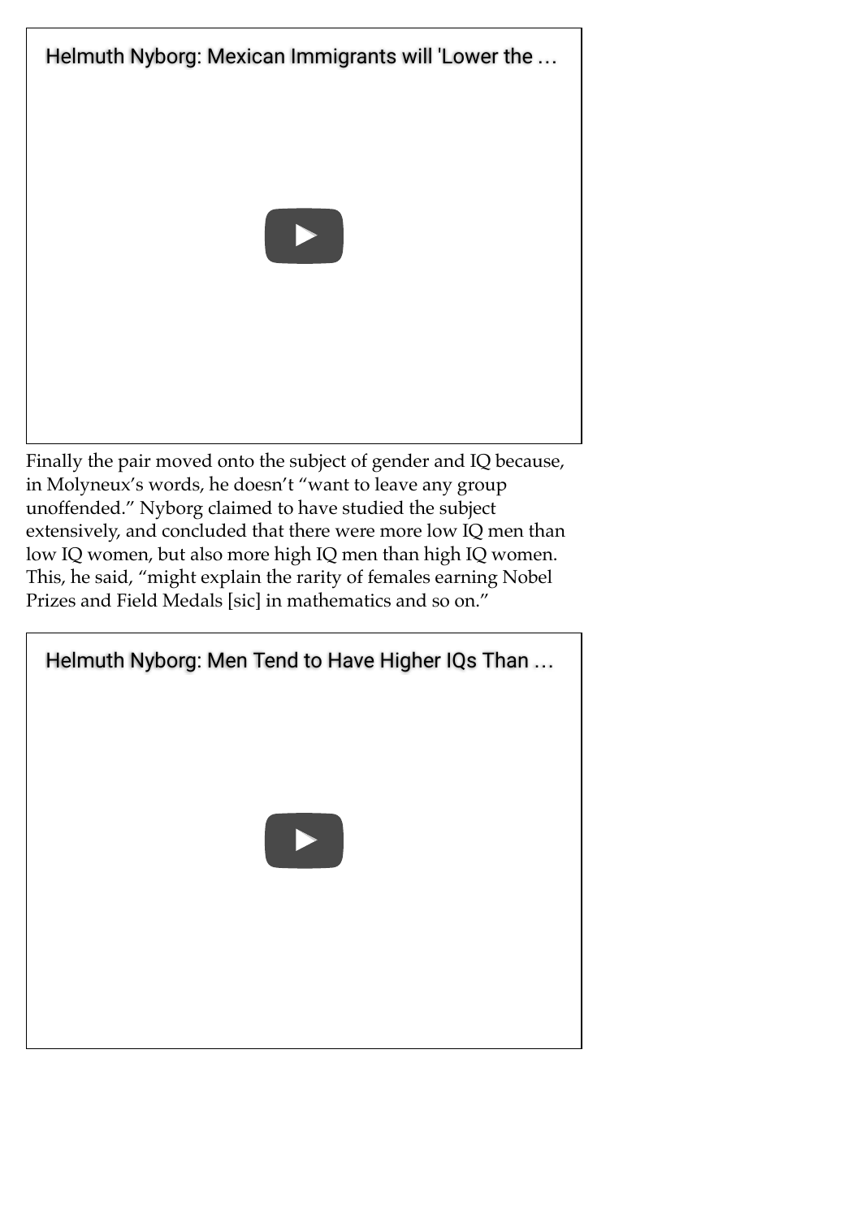Helmuth Nyborg: Mexican Immigrants will 'Lower the …

Finally the pair moved onto the subject of gender and IQ because, in Molyneux's words, he doesn't "want to leave any group unoffended." Nyborg claimed to have studied the subject extensively, and concluded that there were more low IQ men than low IQ women, but also more high IQ men than high IQ women. This, he said, "might explain the rarity of females earning Nobel Prizes and Field Medals [sic] in mathematics and so on."

Helmuth Nyborg: Men Tend to Have Higher IQs Than …